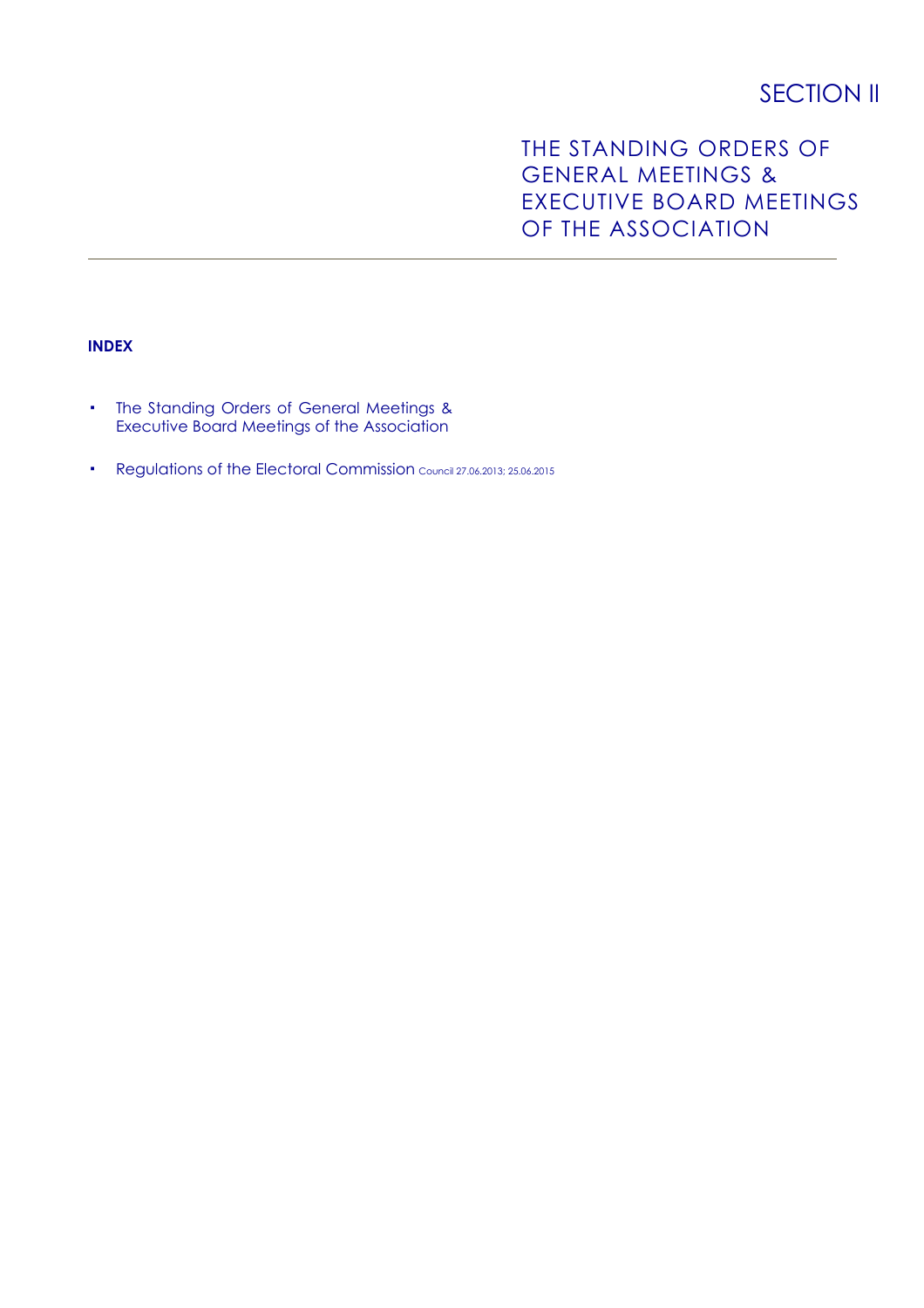# SECTION II

## THE STANDING ORDERS OF GENERAL MEETINGS & EXECUTIVE BOARD MEETINGS OF THE ASSOCIATION

---

**INDEX**

- The Standing Orders of General Meetings & Executive Board Meetings of the Association
- Regulations of the Electoral Commission Council 27.06.2013; 25.06.2015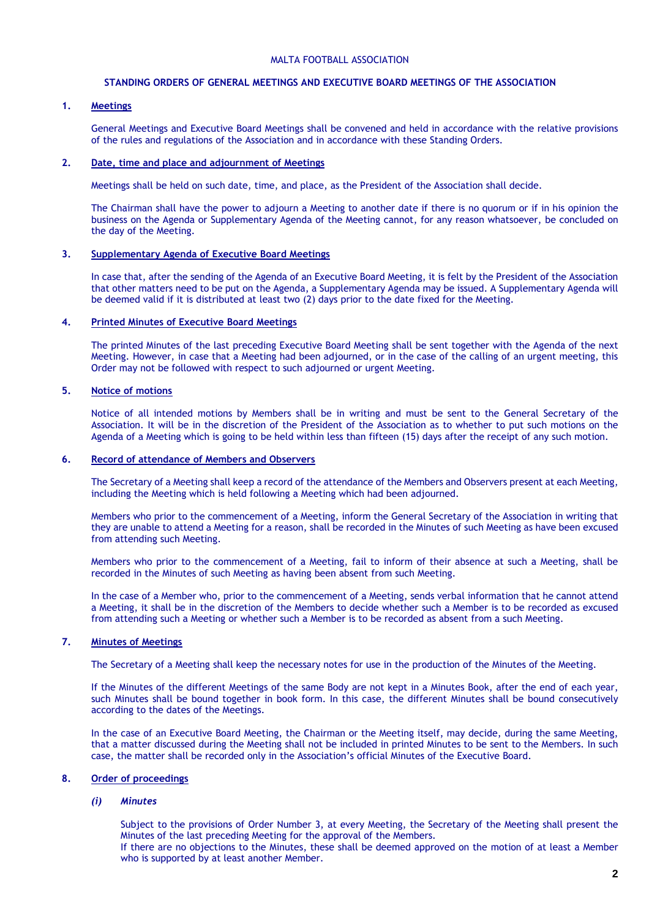MALTA FOOTBALL ASSOCIATION

## STANDING ORDERS OF GENERAL MEETINGS AND EXECUTIVE BOARD MEETINGS OF THE ASSOCIATION

### 1. Meetings

General Meetings and Executive Board Meetings shall be convened and held in accordance with the relative provisions of the rules and regulations of the Association and in accordance with these Standing Orders.

### 2. Date, time and place and adjournment of Meetings

Meetings shall be held on such date, time, and place, as the President of the Association shall decide.

The Chairman shall have the power to adjourn a Meeting to another date if there is no quorum or if in his opinion the business on the Agenda or Supplementary Agenda of the Meeting cannot, for any reason whatsoever, be concluded on the day of the Meeting.

### 3. Supplementary Agenda of Executive Board Meetings

In case that, after the sending of the Agenda of an Executive Board Meeting, it is felt by the President of the Association that other matters need to be put on the Agenda, a Supplementary Agenda may be issued. A Supplementary Agenda will be deemed valid if it is distributed at least two (2) days prior to the date fixed for the Meeting.

### 4. Printed Minutes of Executive Board Meetings

The printed Minutes of the last preceding Executive Board Meeting shall be sent together with the Agenda of the next Meeting. However, in case that a Meeting had been adjourned, or in the case of the calling of an urgent meeting, this Order may not be followed with respect to such adjourned or urgent Meeting.

### 5. Notice of motions

Notice of all intended motions by Members shall be in writing and must be sent to the General Secretary of the Association. It will be in the discretion of the President of the Association as to whether to put such motions on the Agenda of a Meeting which is going to be held within less than fifteen (15) days after the receipt of any such motion.

### 6. Record of attendance of Members and Observers

The Secretary of a Meeting shall keep a record of the attendance of the Members and Observers present at each Meeting, including the Meeting which is held following a Meeting which had been adjourned.

Members who prior to the commencement of a Meeting, inform the General Secretary of the Association in writing that they are unable to attend a Meeting for a reason, shall be recorded in the Minutes of such Meeting as have been excused from attending such Meeting.

Members who prior to the commencement of a Meeting, fail to inform of their absence at such a Meeting, shall be recorded in the Minutes of such Meeting as having been absent from such Meeting.

In the case of a Member who, prior to the commencement of a Meeting, sends verbal information that he cannot attend a Meeting, it shall be in the discretion of the Members to decide whether such a Member is to be recorded as excused from attending such a Meeting or whether such a Member is to be recorded as absent from a such Meeting.

### 7. Minutes of Meetings

The Secretary of a Meeting shall keep the necessary notes for use in the production of the Minutes of the Meeting.

If the Minutes of the different Meetings of the same Body are not kept in a Minutes Book, after the end of each year, such Minutes shall be bound together in book form. In this case, the different Minutes shall be bound consecutively according to the dates of the Meetings.

In the case of an Executive Board Meeting, the Chairman or the Meeting itself, may decide, during the same Meeting, that a matter discussed during the Meeting shall not be included in printed Minutes to be sent to the Members. In such case, the matter shall be recorded only in the Association's official Minutes of the Executive Board.

### 8. Order of proceedings

#### *(i) Minutes*

Subject to the provisions of Order Number 3, at every Meeting, the Secretary of the Meeting shall present the Minutes of the last preceding Meeting for the approval of the Members.
If there are no objections to the Minutes, these shall be deemed approved on the motion of at least a Member who is supported by at least another Member.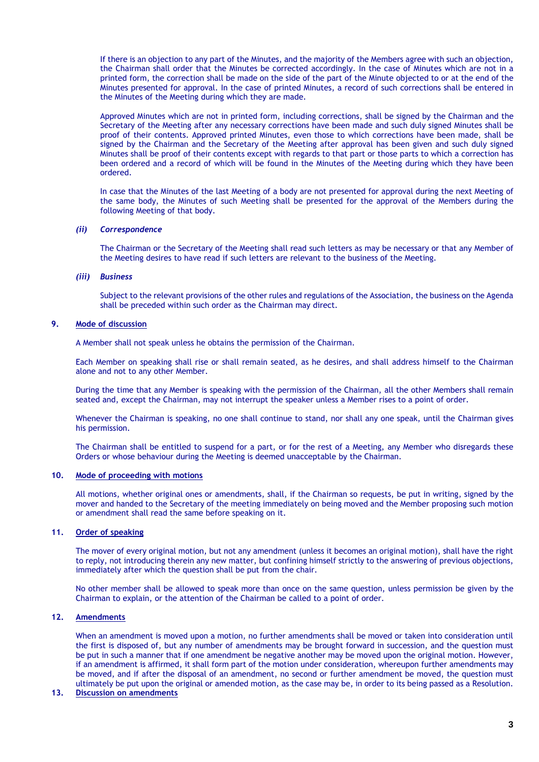If there is an objection to any part of the Minutes, and the majority of the Members agree with such an objection, the Chairman shall order that the Minutes be corrected accordingly. In the case of Minutes which are not in a printed form, the correction shall be made on the side of the part of the Minute objected to or at the end of the Minutes presented for approval. In the case of printed Minutes, a record of such corrections shall be entered in the Minutes of the Meeting during which they are made.

Approved Minutes which are not in printed form, including corrections, shall be signed by the Chairman and the Secretary of the Meeting after any necessary corrections have been made and such duly signed Minutes shall be proof of their contents. Approved printed Minutes, even those to which corrections have been made, shall be signed by the Chairman and the Secretary of the Meeting after approval has been given and such duly signed Minutes shall be proof of their contents except with regards to that part or those parts to which a correction has been ordered and a record of which will be found in the Minutes of the Meeting during which they have been ordered.

In case that the Minutes of the last Meeting of a body are not presented for approval during the next Meeting of the same body, the Minutes of such Meeting shall be presented for the approval of the Members during the following Meeting of that body.

***(ii) Correspondence***

The Chairman or the Secretary of the Meeting shall read such letters as may be necessary or that any Member of the Meeting desires to have read if such letters are relevant to the business of the Meeting.

***(iii) Business***

Subject to the relevant provisions of the other rules and regulations of the Association, the business on the Agenda shall be preceded within such order as the Chairman may direct.

## 9. Mode of discussion

A Member shall not speak unless he obtains the permission of the Chairman.

Each Member on speaking shall rise or shall remain seated, as he desires, and shall address himself to the Chairman alone and not to any other Member.

During the time that any Member is speaking with the permission of the Chairman, all the other Members shall remain seated and, except the Chairman, may not interrupt the speaker unless a Member rises to a point of order.

Whenever the Chairman is speaking, no one shall continue to stand, nor shall any one speak, until the Chairman gives his permission.

The Chairman shall be entitled to suspend for a part, or for the rest of a Meeting, any Member who disregards these Orders or whose behaviour during the Meeting is deemed unacceptable by the Chairman.

## 10. Mode of proceeding with motions

All motions, whether original ones or amendments, shall, if the Chairman so requests, be put in writing, signed by the mover and handed to the Secretary of the meeting immediately on being moved and the Member proposing such motion or amendment shall read the same before speaking on it.

## 11. Order of speaking

The mover of every original motion, but not any amendment (unless it becomes an original motion), shall have the right to reply, not introducing therein any new matter, but confining himself strictly to the answering of previous objections, immediately after which the question shall be put from the chair.

No other member shall be allowed to speak more than once on the same question, unless permission be given by the Chairman to explain, or the attention of the Chairman be called to a point of order.

## 12. Amendments

When an amendment is moved upon a motion, no further amendments shall be moved or taken into consideration until the first is disposed of, but any number of amendments may be brought forward in succession, and the question must be put in such a manner that if one amendment be negative another may be moved upon the original motion. However, if an amendment is affirmed, it shall form part of the motion under consideration, whereupon further amendments may be moved, and if after the disposal of an amendment, no second or further amendment be moved, the question must ultimately be put upon the original or amended motion, as the case may be, in order to its being passed as a Resolution.

## 13. Discussion on amendments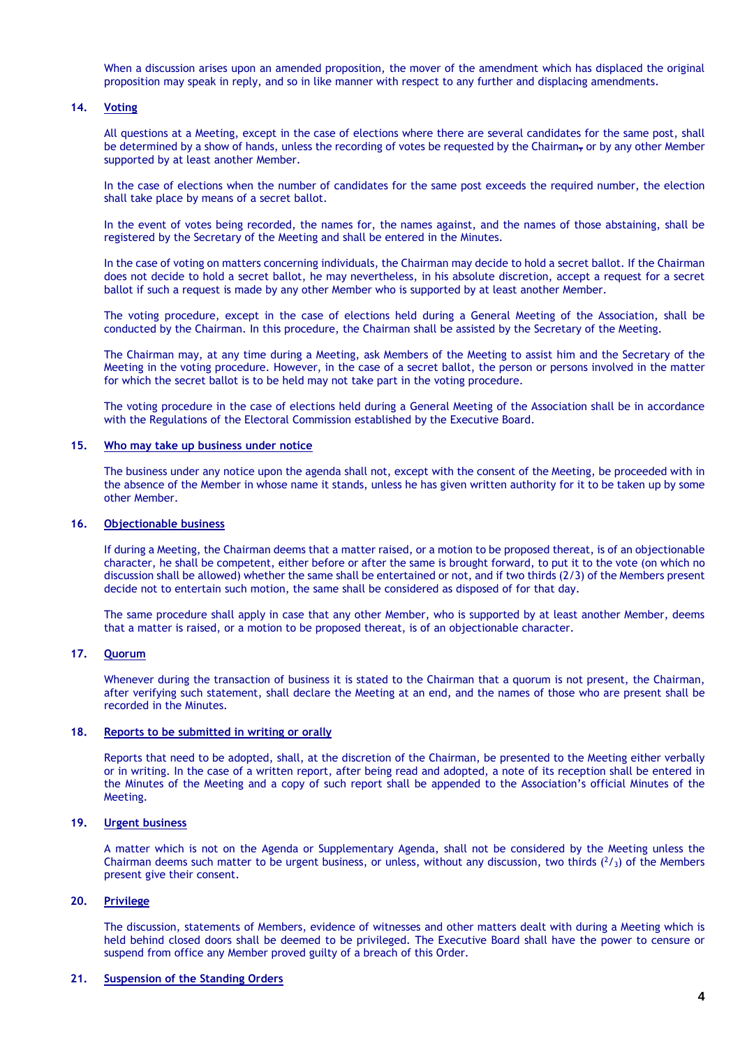When a discussion arises upon an amended proposition, the mover of the amendment which has displaced the original proposition may speak in reply, and so in like manner with respect to any further and displacing amendments.

## 14. Voting

All questions at a Meeting, except in the case of elections where there are several candidates for the same post, shall be determined by a show of hands, unless the recording of votes be requested by the Chairman, or by any other Member supported by at least another Member.

In the case of elections when the number of candidates for the same post exceeds the required number, the election shall take place by means of a secret ballot.

In the event of votes being recorded, the names for, the names against, and the names of those abstaining, shall be registered by the Secretary of the Meeting and shall be entered in the Minutes.

In the case of voting on matters concerning individuals, the Chairman may decide to hold a secret ballot. If the Chairman does not decide to hold a secret ballot, he may nevertheless, in his absolute discretion, accept a request for a secret ballot if such a request is made by any other Member who is supported by at least another Member.

The voting procedure, except in the case of elections held during a General Meeting of the Association, shall be conducted by the Chairman. In this procedure, the Chairman shall be assisted by the Secretary of the Meeting.

The Chairman may, at any time during a Meeting, ask Members of the Meeting to assist him and the Secretary of the Meeting in the voting procedure. However, in the case of a secret ballot, the person or persons involved in the matter for which the secret ballot is to be held may not take part in the voting procedure.

The voting procedure in the case of elections held during a General Meeting of the Association shall be in accordance with the Regulations of the Electoral Commission established by the Executive Board.

## 15. Who may take up business under notice

The business under any notice upon the agenda shall not, except with the consent of the Meeting, be proceeded with in the absence of the Member in whose name it stands, unless he has given written authority for it to be taken up by some other Member.

## 16. Objectionable business

If during a Meeting, the Chairman deems that a matter raised, or a motion to be proposed thereat, is of an objectionable character, he shall be competent, either before or after the same is brought forward, to put it to the vote (on which no discussion shall be allowed) whether the same shall be entertained or not, and if two thirds (2/3) of the Members present decide not to entertain such motion, the same shall be considered as disposed of for that day.

The same procedure shall apply in case that any other Member, who is supported by at least another Member, deems that a matter is raised, or a motion to be proposed thereat, is of an objectionable character.

## 17. Quorum

Whenever during the transaction of business it is stated to the Chairman that a quorum is not present, the Chairman, after verifying such statement, shall declare the Meeting at an end, and the names of those who are present shall be recorded in the Minutes.

## 18. Reports to be submitted in writing or orally

Reports that need to be adopted, shall, at the discretion of the Chairman, be presented to the Meeting either verbally or in writing. In the case of a written report, after being read and adopted, a note of its reception shall be entered in the Minutes of the Meeting and a copy of such report shall be appended to the Association's official Minutes of the Meeting.

## 19. Urgent business

A matter which is not on the Agenda or Supplementary Agenda, shall not be considered by the Meeting unless the Chairman deems such matter to be urgent business, or unless, without any discussion, two thirds ($^2/_3$) of the Members present give their consent.

## 20. Privilege

The discussion, statements of Members, evidence of witnesses and other matters dealt with during a Meeting which is held behind closed doors shall be deemed to be privileged. The Executive Board shall have the power to censure or suspend from office any Member proved guilty of a breach of this Order.

## 21. Suspension of the Standing Orders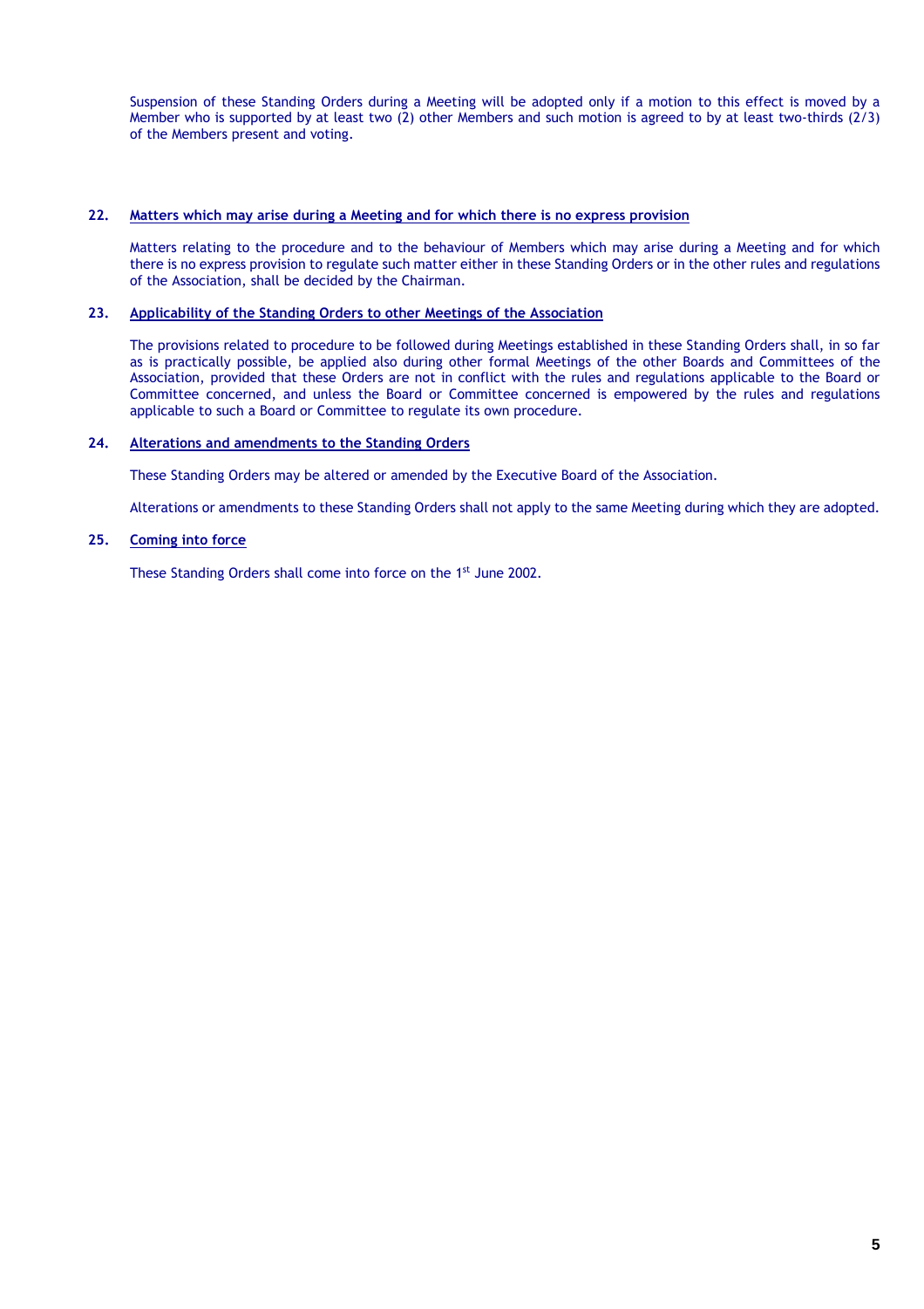Suspension of these Standing Orders during a Meeting will be adopted only if a motion to this effect is moved by a Member who is supported by at least two (2) other Members and such motion is agreed to by at least two-thirds (2/3) of the Members present and voting.

## 22. Matters which may arise during a Meeting and for which there is no express provision

Matters relating to the procedure and to the behaviour of Members which may arise during a Meeting and for which there is no express provision to regulate such matter either in these Standing Orders or in the other rules and regulations of the Association, shall be decided by the Chairman.

## 23. Applicability of the Standing Orders to other Meetings of the Association

The provisions related to procedure to be followed during Meetings established in these Standing Orders shall, in so far as is practically possible, be applied also during other formal Meetings of the other Boards and Committees of the Association, provided that these Orders are not in conflict with the rules and regulations applicable to the Board or Committee concerned, and unless the Board or Committee concerned is empowered by the rules and regulations applicable to such a Board or Committee to regulate its own procedure.

## 24. Alterations and amendments to the Standing Orders

These Standing Orders may be altered or amended by the Executive Board of the Association.

Alterations or amendments to these Standing Orders shall not apply to the same Meeting during which they are adopted.

## 25. Coming into force

These Standing Orders shall come into force on the 1st June 2002.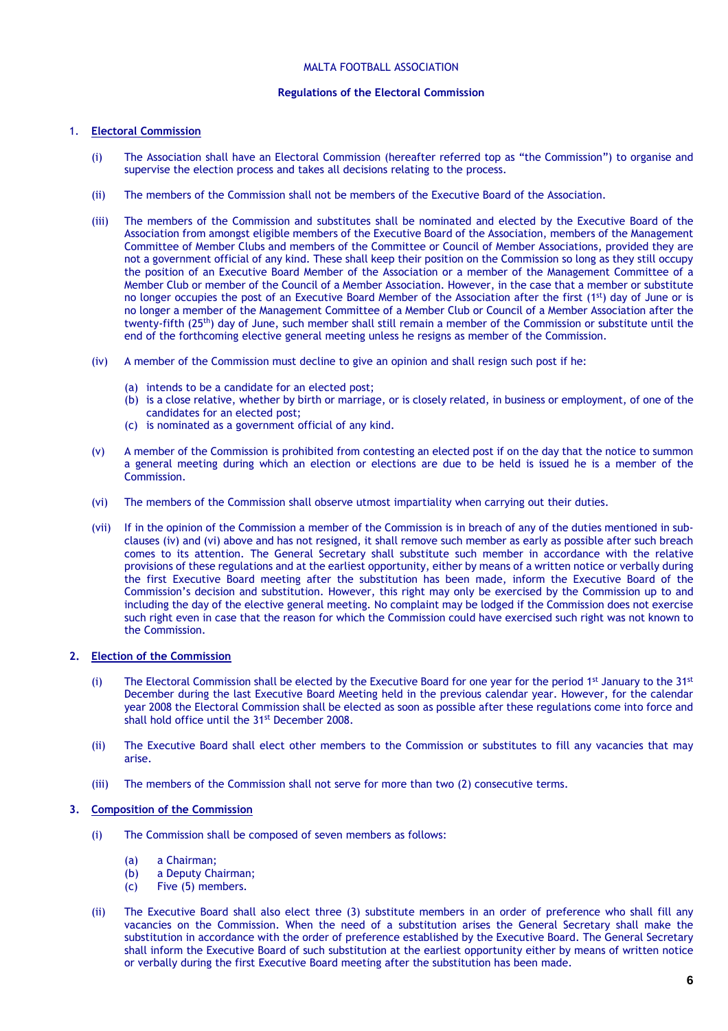MALTA FOOTBALL ASSOCIATION

**Regulations of the Electoral Commission**

## 1. Electoral Commission

(i) The Association shall have an Electoral Commission (hereafter referred top as "the Commission") to organise and supervise the election process and takes all decisions relating to the process.

(ii) The members of the Commission shall not be members of the Executive Board of the Association.

(iii) The members of the Commission and substitutes shall be nominated and elected by the Executive Board of the Association from amongst eligible members of the Executive Board of the Association, members of the Management Committee of Member Clubs and members of the Committee or Council of Member Associations, provided they are not a government official of any kind. These shall keep their position on the Commission so long as they still occupy the position of an Executive Board Member of the Association or a member of the Management Committee of a Member Club or member of the Council of a Member Association. However, in the case that a member or substitute no longer occupies the post of an Executive Board Member of the Association after the first (1st) day of June or is no longer a member of the Management Committee of a Member Club or Council of a Member Association after the twenty-fifth (25th) day of June, such member shall still remain a member of the Commission or substitute until the end of the forthcoming elective general meeting unless he resigns as member of the Commission.

(iv) A member of the Commission must decline to give an opinion and shall resign such post if he:

(a) intends to be a candidate for an elected post;
(b) is a close relative, whether by birth or marriage, or is closely related, in business or employment, of one of the candidates for an elected post;
(c) is nominated as a government official of any kind.

(v) A member of the Commission is prohibited from contesting an elected post if on the day that the notice to summon a general meeting during which an election or elections are due to be held is issued he is a member of the Commission.

(vi) The members of the Commission shall observe utmost impartiality when carrying out their duties.

(vii) If in the opinion of the Commission a member of the Commission is in breach of any of the duties mentioned in sub-clauses (iv) and (vi) above and has not resigned, it shall remove such member as early as possible after such breach comes to its attention. The General Secretary shall substitute such member in accordance with the relative provisions of these regulations and at the earliest opportunity, either by means of a written notice or verbally during the first Executive Board meeting after the substitution has been made, inform the Executive Board of the Commission's decision and substitution. However, this right may only be exercised by the Commission up to and including the day of the elective general meeting. No complaint may be lodged if the Commission does not exercise such right even in case that the reason for which the Commission could have exercised such right was not known to the Commission.

## 2. Election of the Commission

(i) The Electoral Commission shall be elected by the Executive Board for one year for the period 1st January to the 31st December during the last Executive Board Meeting held in the previous calendar year. However, for the calendar year 2008 the Electoral Commission shall be elected as soon as possible after these regulations come into force and shall hold office until the 31st December 2008.

(ii) The Executive Board shall elect other members to the Commission or substitutes to fill any vacancies that may arise.

(iii) The members of the Commission shall not serve for more than two (2) consecutive terms.

## 3. Composition of the Commission

(i) The Commission shall be composed of seven members as follows:

(a) a Chairman;
(b) a Deputy Chairman;
(c) Five (5) members.

(ii) The Executive Board shall also elect three (3) substitute members in an order of preference who shall fill any vacancies on the Commission. When the need of a substitution arises the General Secretary shall make the substitution in accordance with the order of preference established by the Executive Board. The General Secretary shall inform the Executive Board of such substitution at the earliest opportunity either by means of written notice or verbally during the first Executive Board meeting after the substitution has been made.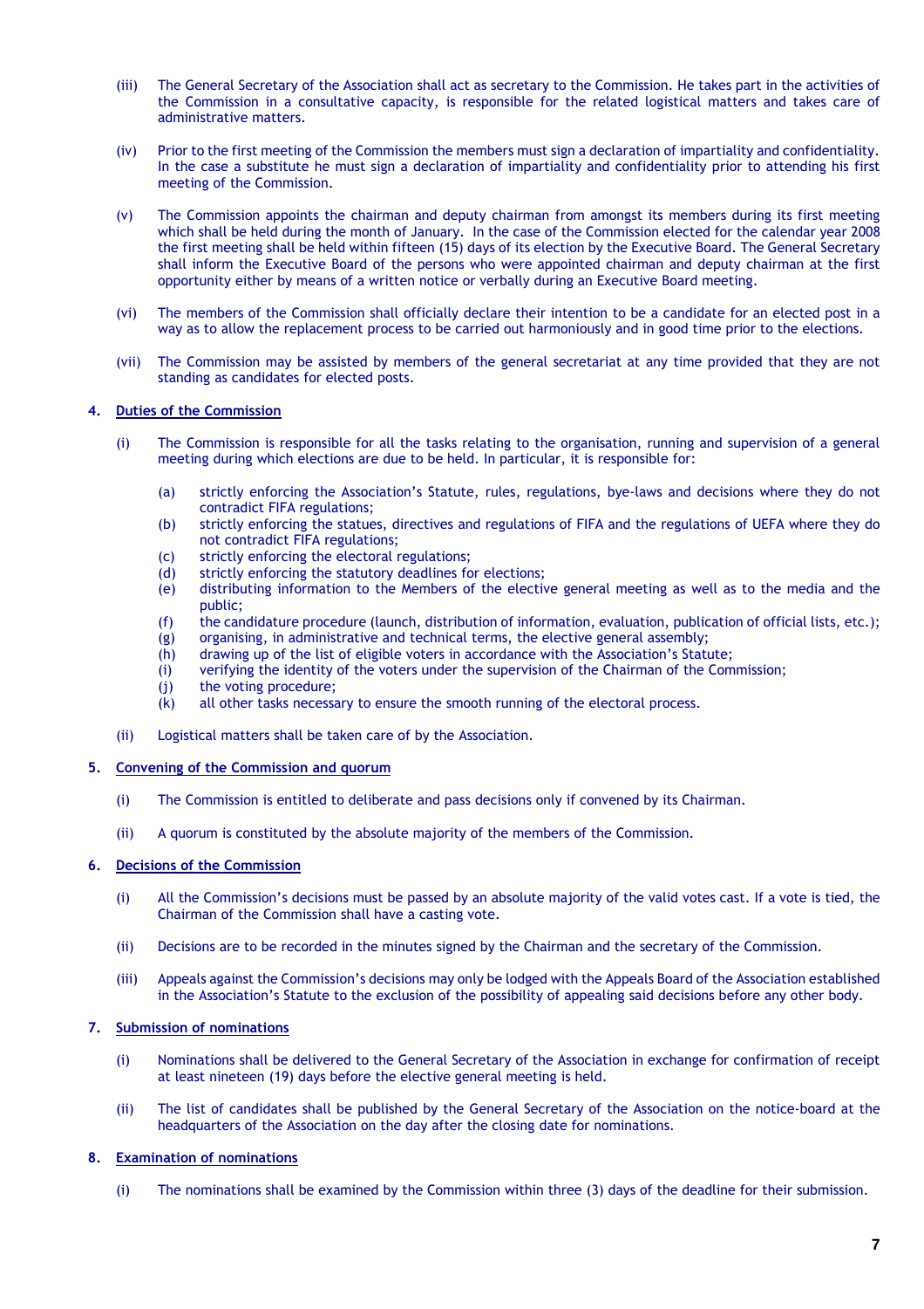(iii) The General Secretary of the Association shall act as secretary to the Commission. He takes part in the activities of the Commission in a consultative capacity, is responsible for the related logistical matters and takes care of administrative matters.

(iv) Prior to the first meeting of the Commission the members must sign a declaration of impartiality and confidentiality. In the case a substitute he must sign a declaration of impartiality and confidentiality prior to attending his first meeting of the Commission.

(v) The Commission appoints the chairman and deputy chairman from amongst its members during its first meeting which shall be held during the month of January. In the case of the Commission elected for the calendar year 2008 the first meeting shall be held within fifteen (15) days of its election by the Executive Board. The General Secretary shall inform the Executive Board of the persons who were appointed chairman and deputy chairman at the first opportunity either by means of a written notice or verbally during an Executive Board meeting.

(vi) The members of the Commission shall officially declare their intention to be a candidate for an elected post in a way as to allow the replacement process to be carried out harmoniously and in good time prior to the elections.

(vii) The Commission may be assisted by members of the general secretariat at any time provided that they are not standing as candidates for elected posts.

## 4. Duties of the Commission

(i) The Commission is responsible for all the tasks relating to the organisation, running and supervision of a general meeting during which elections are due to be held. In particular, it is responsible for:

- (a) strictly enforcing the Association's Statute, rules, regulations, bye-laws and decisions where they do not contradict FIFA regulations;
- (b) strictly enforcing the statues, directives and regulations of FIFA and the regulations of UEFA where they do not contradict FIFA regulations;
- (c) strictly enforcing the electoral regulations;
- (d) strictly enforcing the statutory deadlines for elections;
- (e) distributing information to the Members of the elective general meeting as well as to the media and the public;
- (f) the candidature procedure (launch, distribution of information, evaluation, publication of official lists, etc.);
- (g) organising, in administrative and technical terms, the elective general assembly;
- (h) drawing up of the list of eligible voters in accordance with the Association's Statute;
- (i) verifying the identity of the voters under the supervision of the Chairman of the Commission;
- (j) the voting procedure;
- (k) all other tasks necessary to ensure the smooth running of the electoral process.

(ii) Logistical matters shall be taken care of by the Association.

## 5. Convening of the Commission and quorum

(i) The Commission is entitled to deliberate and pass decisions only if convened by its Chairman.

(ii) A quorum is constituted by the absolute majority of the members of the Commission.

## 6. Decisions of the Commission

(i) All the Commission's decisions must be passed by an absolute majority of the valid votes cast. If a vote is tied, the Chairman of the Commission shall have a casting vote.

(ii) Decisions are to be recorded in the minutes signed by the Chairman and the secretary of the Commission.

(iii) Appeals against the Commission's decisions may only be lodged with the Appeals Board of the Association established in the Association's Statute to the exclusion of the possibility of appealing said decisions before any other body.

## 7. Submission of nominations

(i) Nominations shall be delivered to the General Secretary of the Association in exchange for confirmation of receipt at least nineteen (19) days before the elective general meeting is held.

(ii) The list of candidates shall be published by the General Secretary of the Association on the notice-board at the headquarters of the Association on the day after the closing date for nominations.

## 8. Examination of nominations

(i) The nominations shall be examined by the Commission within three (3) days of the deadline for their submission.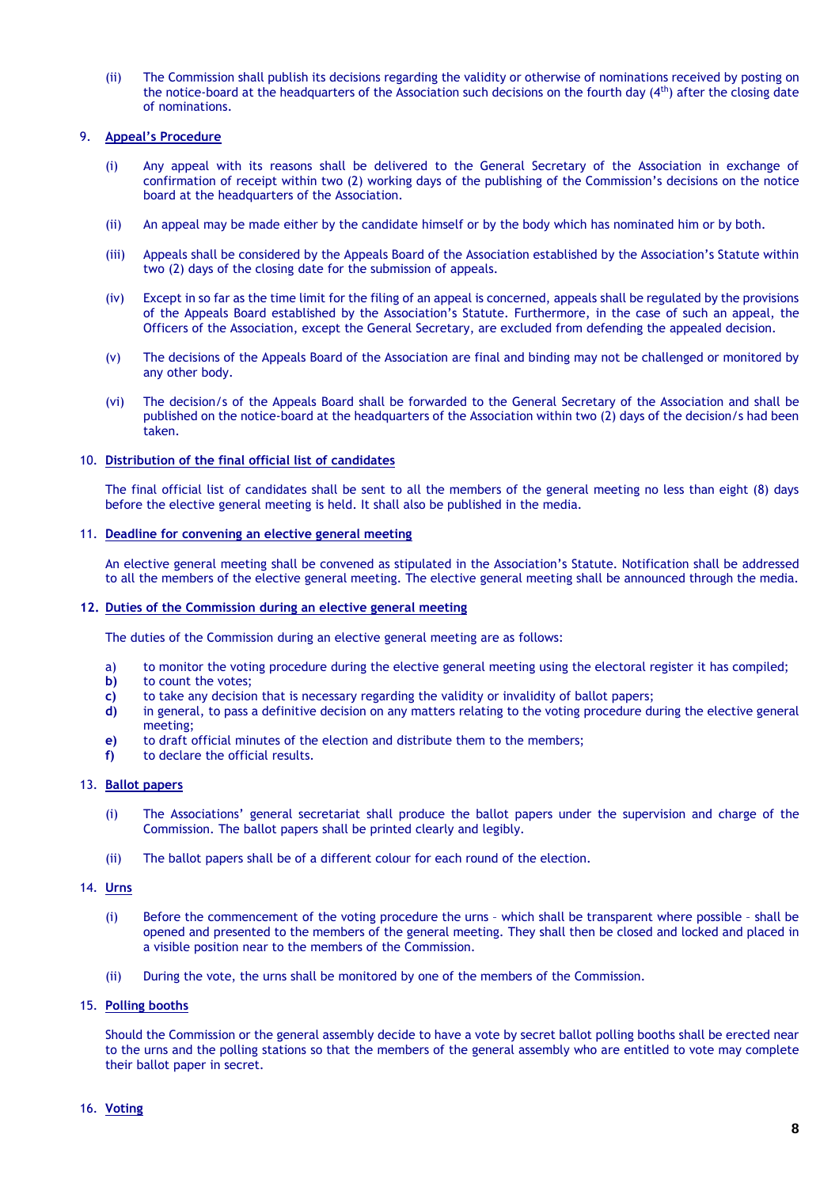(ii) The Commission shall publish its decisions regarding the validity or otherwise of nominations received by posting on the notice-board at the headquarters of the Association such decisions on the fourth day (4th) after the closing date of nominations.

9. **Appeal's Procedure**

   (i) Any appeal with its reasons shall be delivered to the General Secretary of the Association in exchange of confirmation of receipt within two (2) working days of the publishing of the Commission's decisions on the notice board at the headquarters of the Association.

   (ii) An appeal may be made either by the candidate himself or by the body which has nominated him or by both.

   (iii) Appeals shall be considered by the Appeals Board of the Association established by the Association's Statute within two (2) days of the closing date for the submission of appeals.

   (iv) Except in so far as the time limit for the filing of an appeal is concerned, appeals shall be regulated by the provisions of the Appeals Board established by the Association's Statute. Furthermore, in the case of such an appeal, the Officers of the Association, except the General Secretary, are excluded from defending the appealed decision.

   (v) The decisions of the Appeals Board of the Association are final and binding may not be challenged or monitored by any other body.

   (vi) The decision/s of the Appeals Board shall be forwarded to the General Secretary of the Association and shall be published on the notice-board at the headquarters of the Association within two (2) days of the decision/s had been taken.

10. **Distribution of the final official list of candidates**

    The final official list of candidates shall be sent to all the members of the general meeting no less than eight (8) days before the elective general meeting is held. It shall also be published in the media.

11. **Deadline for convening an elective general meeting**

    An elective general meeting shall be convened as stipulated in the Association's Statute. Notification shall be addressed to all the members of the elective general meeting. The elective general meeting shall be announced through the media.

12. **Duties of the Commission during an elective general meeting**

    The duties of the Commission during an elective general meeting are as follows:

    a) to monitor the voting procedure during the elective general meeting using the electoral register it has compiled;
    **b)** to count the votes;
    **c)** to take any decision that is necessary regarding the validity or invalidity of ballot papers;
    **d)** in general, to pass a definitive decision on any matters relating to the voting procedure during the elective general meeting;
    **e)** to draft official minutes of the election and distribute them to the members;
    **f)** to declare the official results.

13. **Ballot papers**

    (i) The Associations' general secretariat shall produce the ballot papers under the supervision and charge of the Commission. The ballot papers shall be printed clearly and legibly.

    (ii) The ballot papers shall be of a different colour for each round of the election.

14. **Urns**

    (i) Before the commencement of the voting procedure the urns – which shall be transparent where possible – shall be opened and presented to the members of the general meeting. They shall then be closed and locked and placed in a visible position near to the members of the Commission.

    (ii) During the vote, the urns shall be monitored by one of the members of the Commission.

15. **Polling booths**

    Should the Commission or the general assembly decide to have a vote by secret ballot polling booths shall be erected near to the urns and the polling stations so that the members of the general assembly who are entitled to vote may complete their ballot paper in secret.

16. **Voting**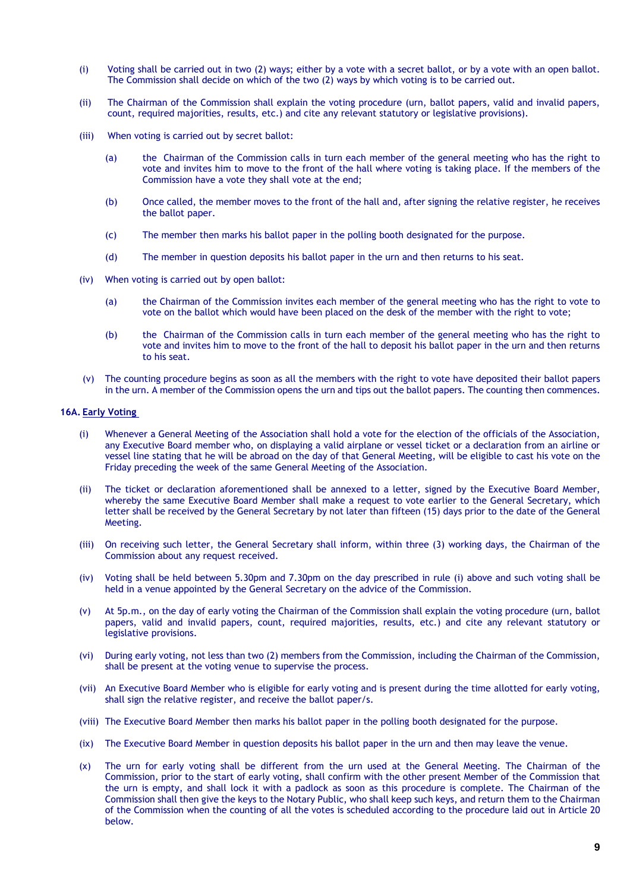(i) Voting shall be carried out in two (2) ways; either by a vote with a secret ballot, or by a vote with an open ballot. The Commission shall decide on which of the two (2) ways by which voting is to be carried out.

(ii) The Chairman of the Commission shall explain the voting procedure (urn, ballot papers, valid and invalid papers, count, required majorities, results, etc.) and cite any relevant statutory or legislative provisions).

(iii) When voting is carried out by secret ballot:

  (a) the Chairman of the Commission calls in turn each member of the general meeting who has the right to vote and invites him to move to the front of the hall where voting is taking place. If the members of the Commission have a vote they shall vote at the end;

  (b) Once called, the member moves to the front of the hall and, after signing the relative register, he receives the ballot paper.

  (c) The member then marks his ballot paper in the polling booth designated for the purpose.

  (d) The member in question deposits his ballot paper in the urn and then returns to his seat.

(iv) When voting is carried out by open ballot:

  (a) the Chairman of the Commission invites each member of the general meeting who has the right to vote to vote on the ballot which would have been placed on the desk of the member with the right to vote;

  (b) the Chairman of the Commission calls in turn each member of the general meeting who has the right to vote and invites him to move to the front of the hall to deposit his ballot paper in the urn and then returns to his seat.

(v) The counting procedure begins as soon as all the members with the right to vote have deposited their ballot papers in the urn. A member of the Commission opens the urn and tips out the ballot papers. The counting then commences.

**16A. Early Voting**

(i) Whenever a General Meeting of the Association shall hold a vote for the election of the officials of the Association, any Executive Board member who, on displaying a valid airplane or vessel ticket or a declaration from an airline or vessel line stating that he will be abroad on the day of that General Meeting, will be eligible to cast his vote on the Friday preceding the week of the same General Meeting of the Association.

(ii) The ticket or declaration aforementioned shall be annexed to a letter, signed by the Executive Board Member, whereby the same Executive Board Member shall make a request to vote earlier to the General Secretary, which letter shall be received by the General Secretary by not later than fifteen (15) days prior to the date of the General Meeting.

(iii) On receiving such letter, the General Secretary shall inform, within three (3) working days, the Chairman of the Commission about any request received.

(iv) Voting shall be held between 5.30pm and 7.30pm on the day prescribed in rule (i) above and such voting shall be held in a venue appointed by the General Secretary on the advice of the Commission.

(v) At 5p.m., on the day of early voting the Chairman of the Commission shall explain the voting procedure (urn, ballot papers, valid and invalid papers, count, required majorities, results, etc.) and cite any relevant statutory or legislative provisions.

(vi) During early voting, not less than two (2) members from the Commission, including the Chairman of the Commission, shall be present at the voting venue to supervise the process.

(vii) An Executive Board Member who is eligible for early voting and is present during the time allotted for early voting, shall sign the relative register, and receive the ballot paper/s.

(viii) The Executive Board Member then marks his ballot paper in the polling booth designated for the purpose.

(ix) The Executive Board Member in question deposits his ballot paper in the urn and then may leave the venue.

(x) The urn for early voting shall be different from the urn used at the General Meeting. The Chairman of the Commission, prior to the start of early voting, shall confirm with the other present Member of the Commission that the urn is empty, and shall lock it with a padlock as soon as this procedure is complete. The Chairman of the Commission shall then give the keys to the Notary Public, who shall keep such keys, and return them to the Chairman of the Commission when the counting of all the votes is scheduled according to the procedure laid out in Article 20 below.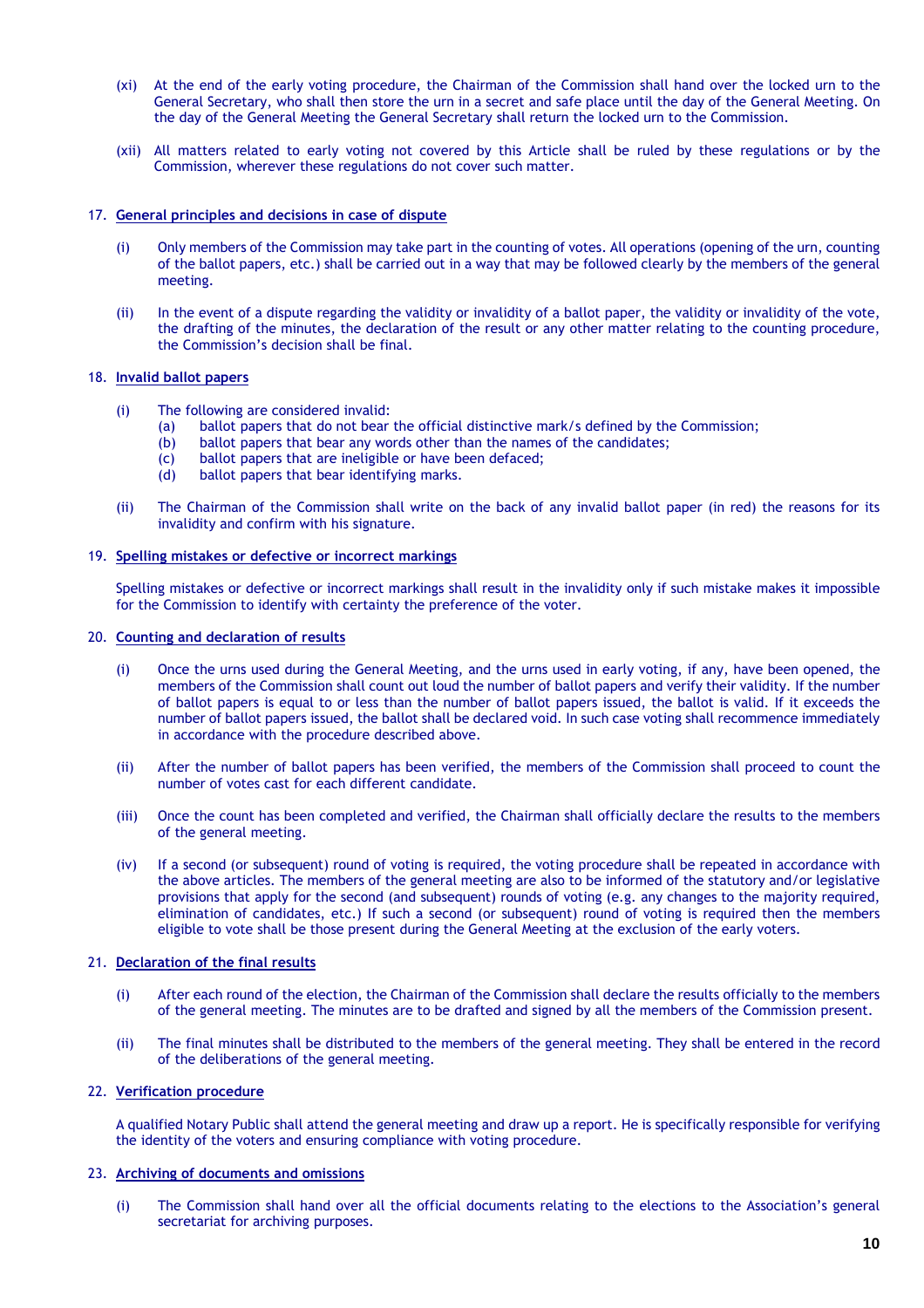(xi) At the end of the early voting procedure, the Chairman of the Commission shall hand over the locked urn to the General Secretary, who shall then store the urn in a secret and safe place until the day of the General Meeting. On the day of the General Meeting the General Secretary shall return the locked urn to the Commission.

(xii) All matters related to early voting not covered by this Article shall be ruled by these regulations or by the Commission, wherever these regulations do not cover such matter.

17. **General principles and decisions in case of dispute**

   (i) Only members of the Commission may take part in the counting of votes. All operations (opening of the urn, counting of the ballot papers, etc.) shall be carried out in a way that may be followed clearly by the members of the general meeting.

   (ii) In the event of a dispute regarding the validity or invalidity of a ballot paper, the validity or invalidity of the vote, the drafting of the minutes, the declaration of the result or any other matter relating to the counting procedure, the Commission's decision shall be final.

18. **Invalid ballot papers**

   (i) The following are considered invalid:
      (a) ballot papers that do not bear the official distinctive mark/s defined by the Commission;
      (b) ballot papers that bear any words other than the names of the candidates;
      (c) ballot papers that are ineligible or have been defaced;
      (d) ballot papers that bear identifying marks.

   (ii) The Chairman of the Commission shall write on the back of any invalid ballot paper (in red) the reasons for its invalidity and confirm with his signature.

19. **Spelling mistakes or defective or incorrect markings**

   Spelling mistakes or defective or incorrect markings shall result in the invalidity only if such mistake makes it impossible for the Commission to identify with certainty the preference of the voter.

20. **Counting and declaration of results**

   (i) Once the urns used during the General Meeting, and the urns used in early voting, if any, have been opened, the members of the Commission shall count out loud the number of ballot papers and verify their validity. If the number of ballot papers is equal to or less than the number of ballot papers issued, the ballot is valid. If it exceeds the number of ballot papers issued, the ballot shall be declared void. In such case voting shall recommence immediately in accordance with the procedure described above.

   (ii) After the number of ballot papers has been verified, the members of the Commission shall proceed to count the number of votes cast for each different candidate.

   (iii) Once the count has been completed and verified, the Chairman shall officially declare the results to the members of the general meeting.

   (iv) If a second (or subsequent) round of voting is required, the voting procedure shall be repeated in accordance with the above articles. The members of the general meeting are also to be informed of the statutory and/or legislative provisions that apply for the second (and subsequent) rounds of voting (e.g. any changes to the majority required, elimination of candidates, etc.) If such a second (or subsequent) round of voting is required then the members eligible to vote shall be those present during the General Meeting at the exclusion of the early voters.

21. **Declaration of the final results**

   (i) After each round of the election, the Chairman of the Commission shall declare the results officially to the members of the general meeting. The minutes are to be drafted and signed by all the members of the Commission present.

   (ii) The final minutes shall be distributed to the members of the general meeting. They shall be entered in the record of the deliberations of the general meeting.

22. **Verification procedure**

   A qualified Notary Public shall attend the general meeting and draw up a report. He is specifically responsible for verifying the identity of the voters and ensuring compliance with voting procedure.

23. **Archiving of documents and omissions**

   (i) The Commission shall hand over all the official documents relating to the elections to the Association's general secretariat for archiving purposes.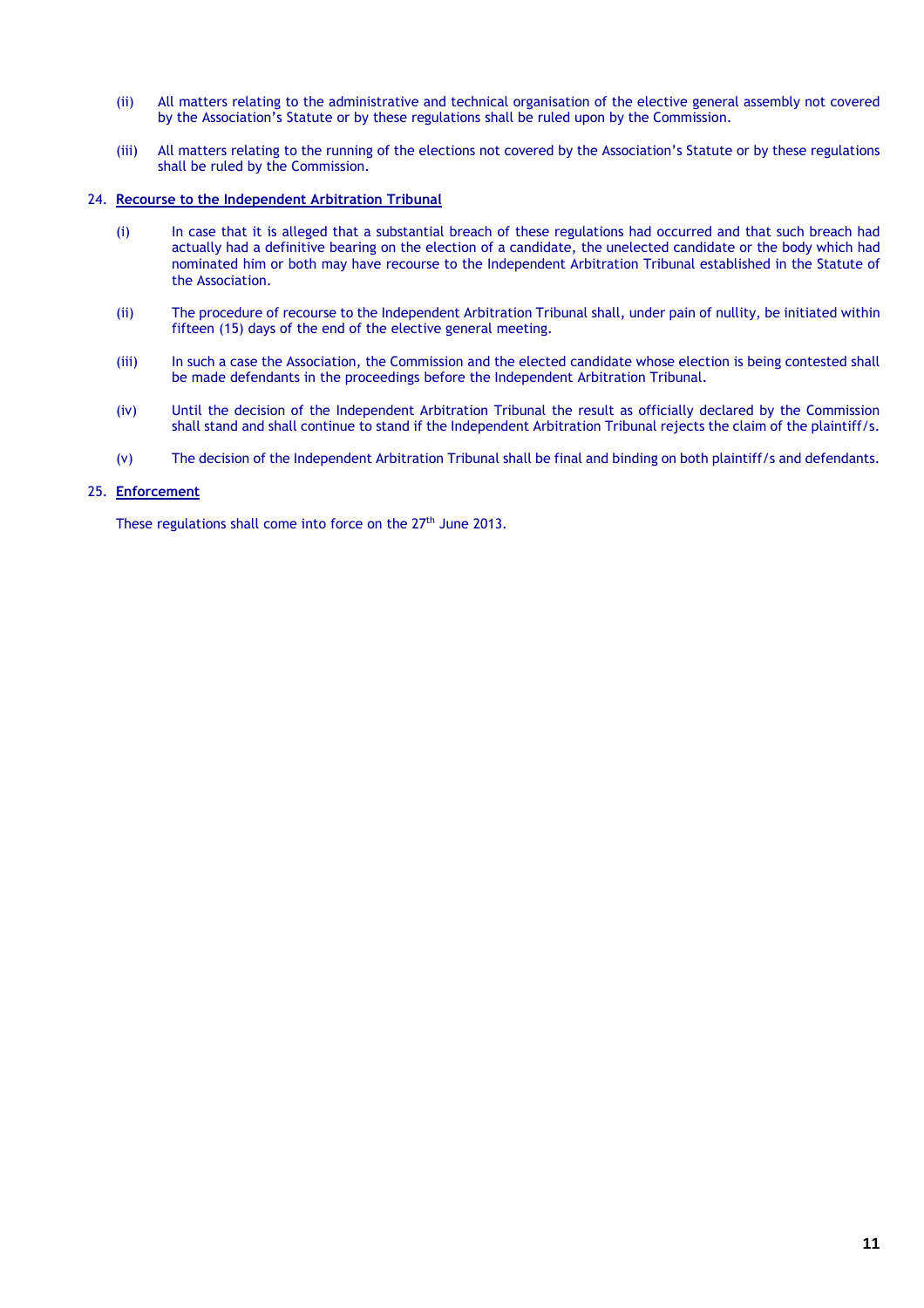(ii) All matters relating to the administrative and technical organisation of the elective general assembly not covered by the Association's Statute or by these regulations shall be ruled upon by the Commission.

(iii) All matters relating to the running of the elections not covered by the Association's Statute or by these regulations shall be ruled by the Commission.

24. **Recourse to the Independent Arbitration Tribunal**

(i) In case that it is alleged that a substantial breach of these regulations had occurred and that such breach had actually had a definitive bearing on the election of a candidate, the unelected candidate or the body which had nominated him or both may have recourse to the Independent Arbitration Tribunal established in the Statute of the Association.

(ii) The procedure of recourse to the Independent Arbitration Tribunal shall, under pain of nullity, be initiated within fifteen (15) days of the end of the elective general meeting.

(iii) In such a case the Association, the Commission and the elected candidate whose election is being contested shall be made defendants in the proceedings before the Independent Arbitration Tribunal.

(iv) Until the decision of the Independent Arbitration Tribunal the result as officially declared by the Commission shall stand and shall continue to stand if the Independent Arbitration Tribunal rejects the claim of the plaintiff/s.

(v) The decision of the Independent Arbitration Tribunal shall be final and binding on both plaintiff/s and defendants.

25. **Enforcement**

These regulations shall come into force on the 27th June 2013.